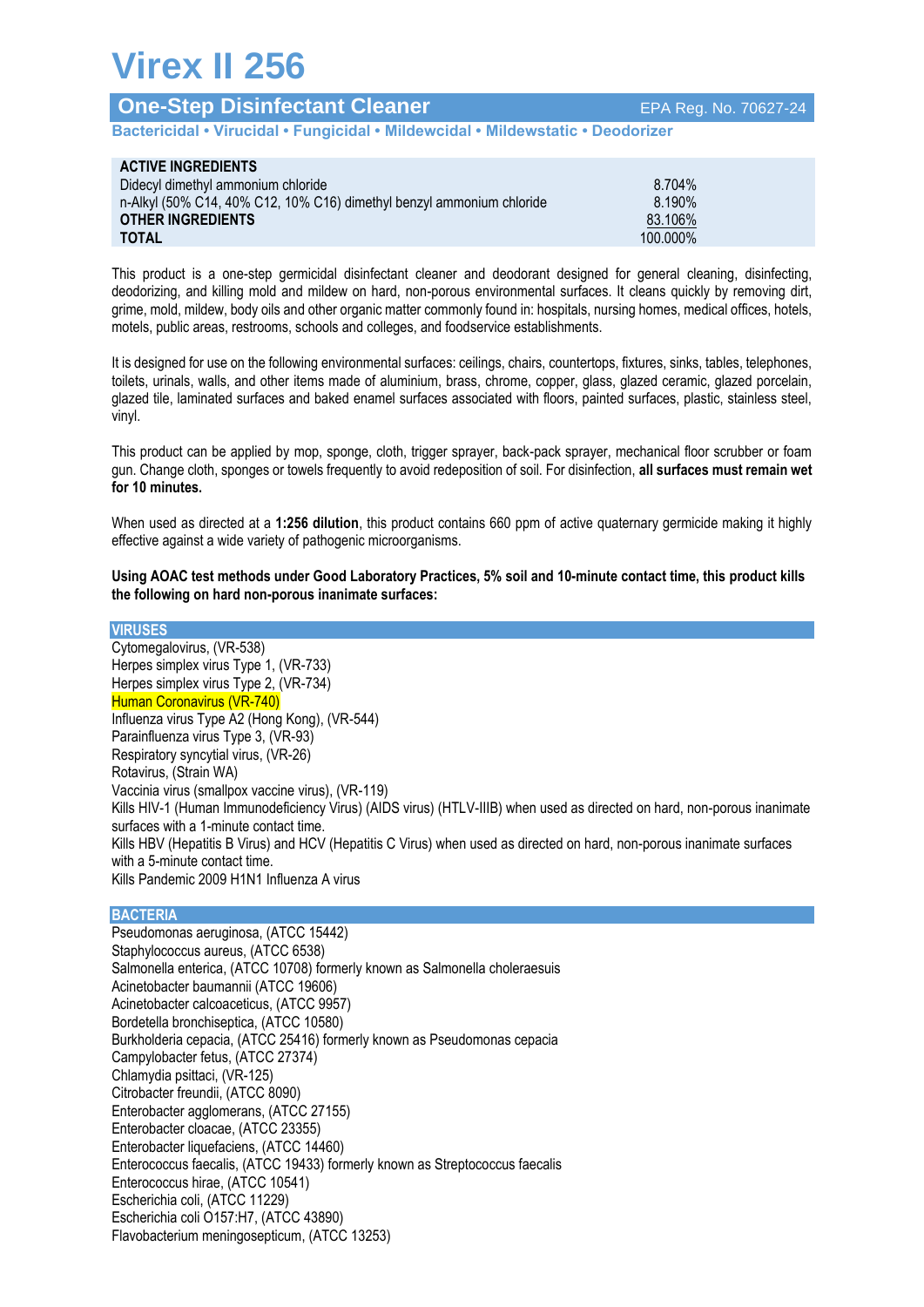# Virex II 256

## One-Step Disinfectant Cleaner

EPA Reg. No. 70627-24

**Bactericidal • Virucidal • Fungicidal • Mildewcidal • Mildewstatic • Deodorizer**

| **ACTIVE INGREDIENTS** | |
|---|---|
| Didecyl dimethyl ammonium chloride | 8.704% |
| n-Alkyl (50% C14, 40% C12, 10% C16) dimethyl benzyl ammonium chloride | 8.190% |
| **OTHER INGREDIENTS** | 83.106% |
| **TOTAL** | 100.000% |

This product is a one-step germicidal disinfectant cleaner and deodorant designed for general cleaning, disinfecting, deodorizing, and killing mold and mildew on hard, non-porous environmental surfaces. It cleans quickly by removing dirt, grime, mold, mildew, body oils and other organic matter commonly found in: hospitals, nursing homes, medical offices, hotels, motels, public areas, restrooms, schools and colleges, and foodservice establishments.

It is designed for use on the following environmental surfaces: ceilings, chairs, countertops, fixtures, sinks, tables, telephones, toilets, urinals, walls, and other items made of aluminium, brass, chrome, copper, glass, glazed ceramic, glazed porcelain, glazed tile, laminated surfaces and baked enamel surfaces associated with floors, painted surfaces, plastic, stainless steel, vinyl.

This product can be applied by mop, sponge, cloth, trigger sprayer, back-pack sprayer, mechanical floor scrubber or foam gun. Change cloth, sponges or towels frequently to avoid redeposition of soil. For disinfection, **all surfaces must remain wet for 10 minutes.**

When used as directed at a **1:256 dilution**, this product contains 660 ppm of active quaternary germicide making it highly effective against a wide variety of pathogenic microorganisms.

**Using AOAC test methods under Good Laboratory Practices, 5% soil and 10-minute contact time, this product kills the following on hard non-porous inanimate surfaces:**

### VIRUSES

Cytomegalovirus, (VR-538)
Herpes simplex virus Type 1, (VR-733)
Herpes simplex virus Type 2, (VR-734)
Human Coronavirus (VR-740)
Influenza virus Type A2 (Hong Kong), (VR-544)
Parainfluenza virus Type 3, (VR-93)
Respiratory syncytial virus, (VR-26)
Rotavirus, (Strain WA)
Vaccinia virus (smallpox vaccine virus), (VR-119)
Kills HIV-1 (Human Immunodeficiency Virus) (AIDS virus) (HTLV-IIIB) when used as directed on hard, non-porous inanimate surfaces with a 1-minute contact time.
Kills HBV (Hepatitis B Virus) and HCV (Hepatitis C Virus) when used as directed on hard, non-porous inanimate surfaces with a 5-minute contact time.
Kills Pandemic 2009 H1N1 Influenza A virus

### BACTERIA

Pseudomonas aeruginosa, (ATCC 15442)
Staphylococcus aureus, (ATCC 6538)
Salmonella enterica, (ATCC 10708) formerly known as Salmonella choleraesuis
Acinetobacter baumannii (ATCC 19606)
Acinetobacter calcoaceticus, (ATCC 9957)
Bordetella bronchiseptica, (ATCC 10580)
Burkholderia cepacia, (ATCC 25416) formerly known as Pseudomonas cepacia
Campylobacter fetus, (ATCC 27374)
Chlamydia psittaci, (VR-125)
Citrobacter freundii, (ATCC 8090)
Enterobacter agglomerans, (ATCC 27155)
Enterobacter cloacae, (ATCC 23355)
Enterobacter liquefaciens, (ATCC 14460)
Enterococcus faecalis, (ATCC 19433) formerly known as Streptococcus faecalis
Enterococcus hirae, (ATCC 10541)
Escherichia coli, (ATCC 11229)
Escherichia coli O157:H7, (ATCC 43890)
Flavobacterium meningosepticum, (ATCC 13253)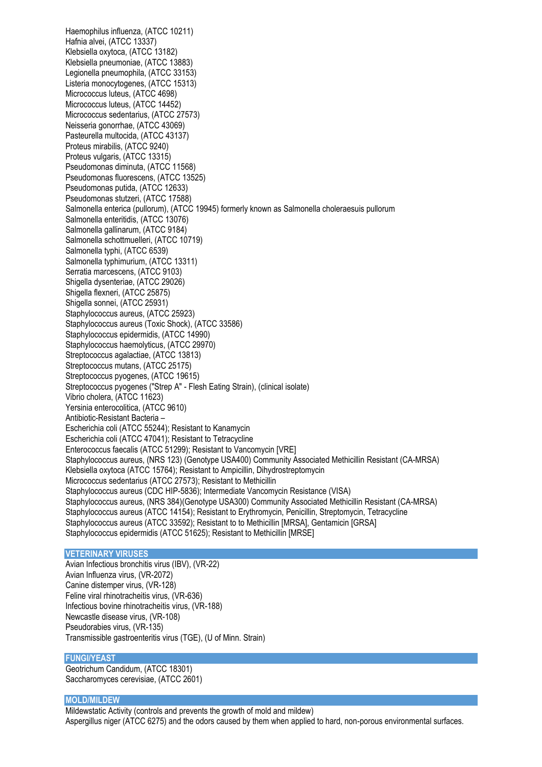Haemophilus influenza, (ATCC 10211)
Hafnia alvei, (ATCC 13337)
Klebsiella oxytoca, (ATCC 13182)
Klebsiella pneumoniae, (ATCC 13883)
Legionella pneumophila, (ATCC 33153)
Listeria monocytogenes, (ATCC 15313)
Micrococcus luteus, (ATCC 4698)
Micrococcus luteus, (ATCC 14452)
Micrococcus sedentarius, (ATCC 27573)
Neisseria gonorrhae, (ATCC 43069)
Pasteurella multocida, (ATCC 43137)
Proteus mirabilis, (ATCC 9240)
Proteus vulgaris, (ATCC 13315)
Pseudomonas diminuta, (ATCC 11568)
Pseudomonas fluorescens, (ATCC 13525)
Pseudomonas putida, (ATCC 12633)
Pseudomonas stutzeri, (ATCC 17588)
Salmonella enterica (pullorum), (ATCC 19945) formerly known as Salmonella choleraesuis pullorum
Salmonella enteritidis, (ATCC 13076)
Salmonella gallinarum, (ATCC 9184)
Salmonella schottmuelleri, (ATCC 10719)
Salmonella typhi, (ATCC 6539)
Salmonella typhimurium, (ATCC 13311)
Serratia marcescens, (ATCC 9103)
Shigella dysenteriae, (ATCC 29026)
Shigella flexneri, (ATCC 25875)
Shigella sonnei, (ATCC 25931)
Staphylococcus aureus, (ATCC 25923)
Staphylococcus aureus (Toxic Shock), (ATCC 33586)
Staphylococcus epidermidis, (ATCC 14990)
Staphylococcus haemolyticus, (ATCC 29970)
Streptococcus agalactiae, (ATCC 13813)
Streptococcus mutans, (ATCC 25175)
Streptococcus pyogenes, (ATCC 19615)
Streptococcus pyogenes ("Strep A" - Flesh Eating Strain), (clinical isolate)
Vibrio cholera, (ATCC 11623)
Yersinia enterocolitica, (ATCC 9610)
Antibiotic-Resistant Bacteria –
Escherichia coli (ATCC 55244); Resistant to Kanamycin
Escherichia coli (ATCC 47041); Resistant to Tetracycline
Enterococcus faecalis (ATCC 51299); Resistant to Vancomycin [VRE]
Staphylococcus aureus, (NRS 123) (Genotype USA400) Community Associated Methicillin Resistant (CA-MRSA)
Klebsiella oxytoca (ATCC 15764); Resistant to Ampicillin, Dihydrostreptomycin
Micrococcus sedentarius (ATCC 27573); Resistant to Methicillin
Staphylococcus aureus (CDC HIP-5836); Intermediate Vancomycin Resistance (VISA)
Staphylococcus aureus, (NRS 384)(Genotype USA300) Community Associated Methicillin Resistant (CA-MRSA)
Staphylococcus aureus (ATCC 14154); Resistant to Erythromycin, Penicillin, Streptomycin, Tetracycline
Staphylococcus aureus (ATCC 33592); Resistant to to Methicillin [MRSA], Gentamicin [GRSA]
Staphylococcus epidermidis (ATCC 51625); Resistant to Methicillin [MRSE]

## VETERINARY VIRUSES

Avian Infectious bronchitis virus (IBV), (VR-22)
Avian Influenza virus, (VR-2072)
Canine distemper virus, (VR-128)
Feline viral rhinotracheitis virus, (VR-636)
Infectious bovine rhinotracheitis virus, (VR-188)
Newcastle disease virus, (VR-108)
Pseudorabies virus, (VR-135)
Transmissible gastroenteritis virus (TGE), (U of Minn. Strain)

## FUNGI/YEAST

Geotrichum Candidum, (ATCC 18301)
Saccharomyces cerevisiae, (ATCC 2601)

## MOLD/MILDEW

Mildewstatic Activity (controls and prevents the growth of mold and mildew)
Aspergillus niger (ATCC 6275) and the odors caused by them when applied to hard, non-porous environmental surfaces.